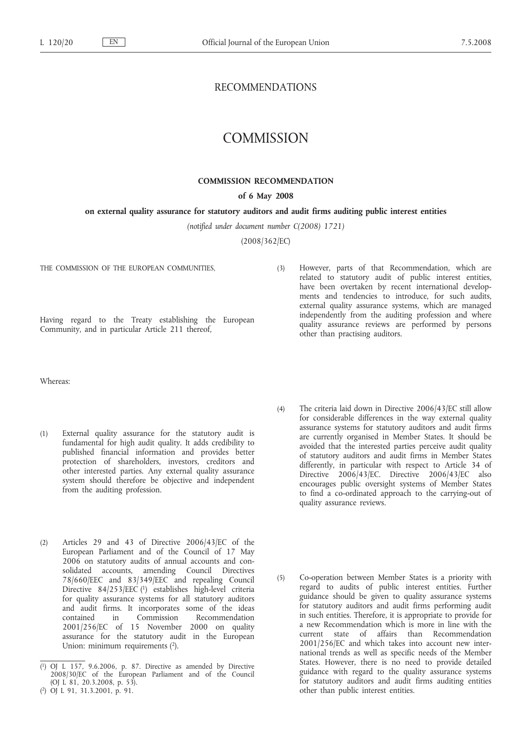# RECOMMENDATIONS

# COMMISSION

## COMMISSION RECOMMENDATION

**of 6 May 2008**

**on external quality assurance for statutory auditors and audit firms auditing public interest entities**

*(notified under document number C(2008) 1721)*

(2008/362/EC)

THE COMMISSION OF THE EUROPEAN COMMUNITIES,

Having regard to the Treaty establishing the European Community, and in particular Article 211 thereof,

Whereas:

(1) External quality assurance for the statutory audit is fundamental for high audit quality. It adds credibility to published financial information and provides better protection of shareholders, investors, creditors and other interested parties. Any external quality assurance system should therefore be objective and independent from the auditing profession.

(2) Articles 29 and 43 of Directive 2006/43/EC of the European Parliament and of the Council of 17 May 2006 on statutory audits of annual accounts and consolidated accounts, amending Council Directives 78/660/EEC and 83/349/EEC and repealing Council Directive 84/253/EEC [1] establishes high-level criteria for quality assurance systems for all statutory auditors and audit firms. It incorporates some of the ideas contained in Commission Recommendation 2001/256/EC of 15 November 2000 on quality assurance for the statutory audit in the European Union: minimum requirements [2].

(3) However, parts of that Recommendation, which are related to statutory audit of public interest entities, have been overtaken by recent international developments and tendencies to introduce, for such audits, external quality assurance systems, which are managed independently from the auditing profession and where quality assurance reviews are performed by persons other than practising auditors.

(4) The criteria laid down in Directive 2006/43/EC still allow for considerable differences in the way external quality assurance systems for statutory auditors and audit firms are currently organised in Member States. It should be avoided that the interested parties perceive audit quality of statutory auditors and audit firms in Member States differently, in particular with respect to Article 34 of Directive 2006/43/EC. Directive 2006/43/EC also encourages public oversight systems of Member States to find a co-ordinated approach to the carrying-out of quality assurance reviews.

(5) Co-operation between Member States is a priority with regard to audits of public interest entities. Further guidance should be given to quality assurance systems for statutory auditors and audit firms performing audit in such entities. Therefore, it is appropriate to provide for a new Recommendation which is more in line with the current state of affairs than Recommendation 2001/256/EC and which takes into account new international trends as well as specific needs of the Member States. However, there is no need to provide detailed guidance with regard to the quality assurance systems for statutory auditors and audit firms auditing entities other than public interest entities.

---

[1] OJ L 157, 9.6.2006, p. 87. Directive as amended by Directive 2008/30/EC of the European Parliament and of the Council (OJ L 81, 20.3.2008, p. 53).

[2] OJ L 91, 31.3.2001, p. 91.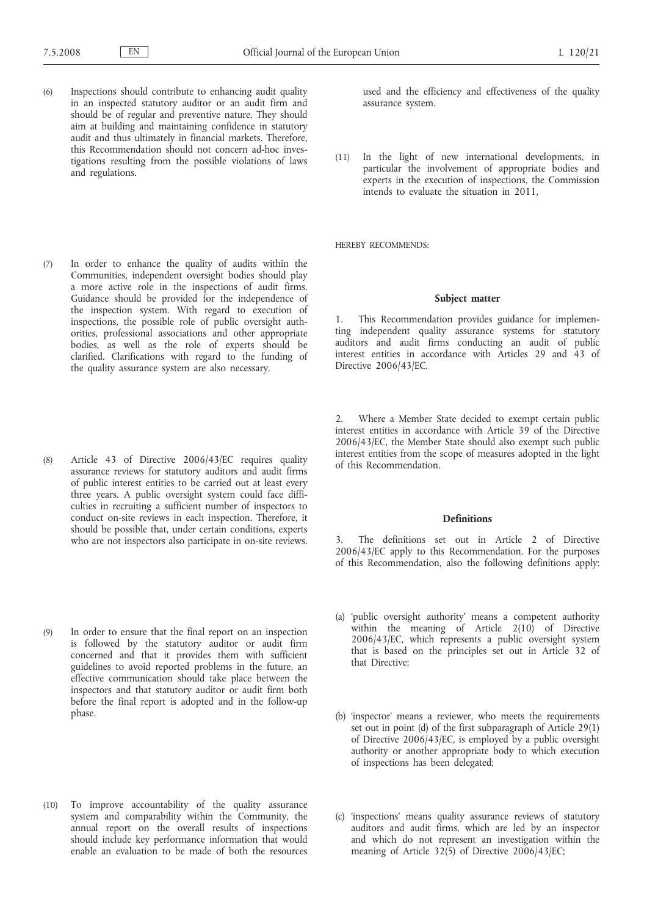(6) Inspections should contribute to enhancing audit quality in an inspected statutory auditor or an audit firm and should be of regular and preventive nature. They should aim at building and maintaining confidence in statutory audit and thus ultimately in financial markets. Therefore, this Recommendation should not concern ad-hoc investigations resulting from the possible violations of laws and regulations.

(7) In order to enhance the quality of audits within the Communities, independent oversight bodies should play a more active role in the inspections of audit firms. Guidance should be provided for the independence of the inspection system. With regard to execution of inspections, the possible role of public oversight authorities, professional associations and other appropriate bodies, as well as the role of experts should be clarified. Clarifications with regard to the funding of the quality assurance system are also necessary.

(8) Article 43 of Directive 2006/43/EC requires quality assurance reviews for statutory auditors and audit firms of public interest entities to be carried out at least every three years. A public oversight system could face difficulties in recruiting a sufficient number of inspectors to conduct on-site reviews in each inspection. Therefore, it should be possible that, under certain conditions, experts who are not inspectors also participate in on-site reviews.

(9) In order to ensure that the final report on an inspection is followed by the statutory auditor or audit firm concerned and that it provides them with sufficient guidelines to avoid reported problems in the future, an effective communication should take place between the inspectors and that statutory auditor or audit firm both before the final report is adopted and in the follow-up phase.

(10) To improve accountability of the quality assurance system and comparability within the Community, the annual report on the overall results of inspections should include key performance information that would enable an evaluation to be made of both the resources used and the efficiency and effectiveness of the quality assurance system.

(11) In the light of new international developments, in particular the involvement of appropriate bodies and experts in the execution of inspections, the Commission intends to evaluate the situation in 2011,

HEREBY RECOMMENDS:

## Subject matter

1. This Recommendation provides guidance for implementing independent quality assurance systems for statutory auditors and audit firms conducting an audit of public interest entities in accordance with Articles 29 and 43 of Directive 2006/43/EC.

2. Where a Member State decided to exempt certain public interest entities in accordance with Article 39 of the Directive 2006/43/EC, the Member State should also exempt such public interest entities from the scope of measures adopted in the light of this Recommendation.

## Definitions

3. The definitions set out in Article 2 of Directive 2006/43/EC apply to this Recommendation. For the purposes of this Recommendation, also the following definitions apply:

(a) 'public oversight authority' means a competent authority within the meaning of Article 2(10) of Directive 2006/43/EC, which represents a public oversight system that is based on the principles set out in Article 32 of that Directive;

(b) 'inspector' means a reviewer, who meets the requirements set out in point (d) of the first subparagraph of Article 29(1) of Directive 2006/43/EC, is employed by a public oversight authority or another appropriate body to which execution of inspections has been delegated;

(c) 'inspections' means quality assurance reviews of statutory auditors and audit firms, which are led by an inspector and which do not represent an investigation within the meaning of Article 32(5) of Directive 2006/43/EC;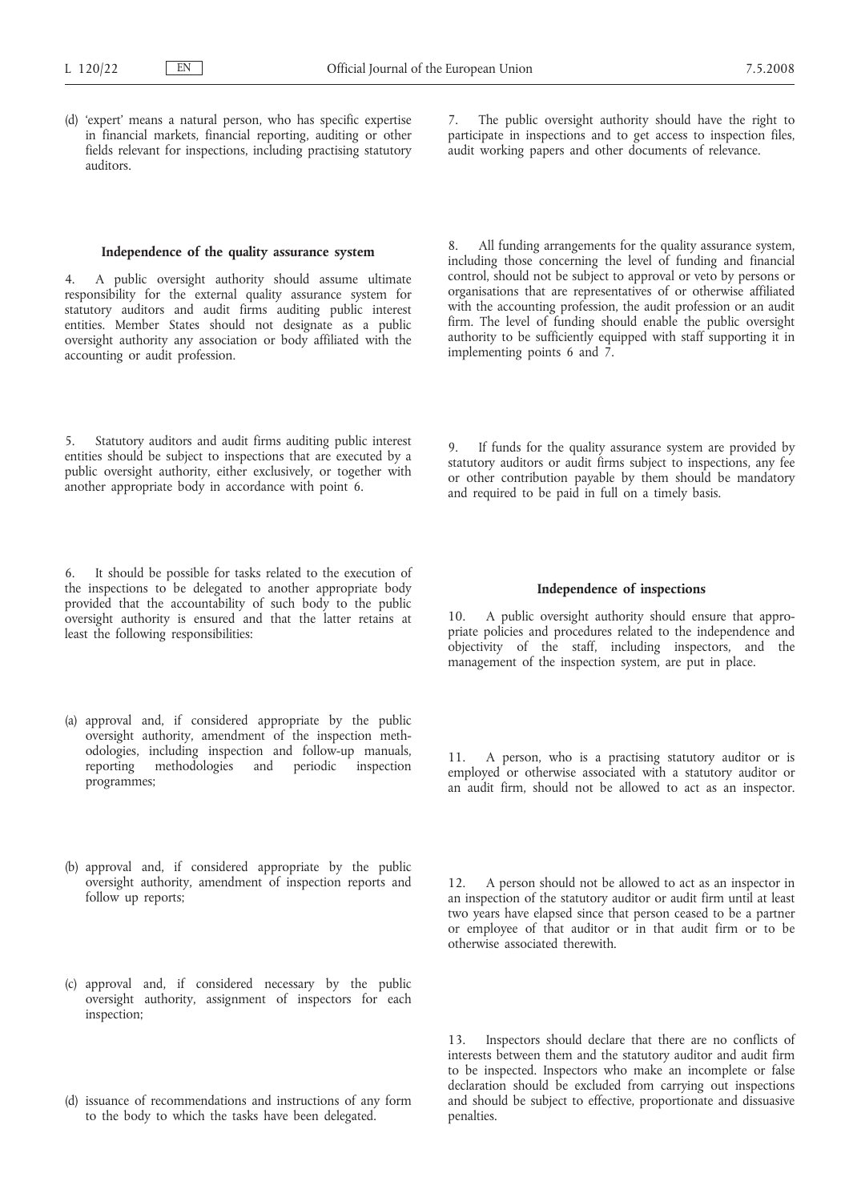(d) 'expert' means a natural person, who has specific expertise in financial markets, financial reporting, auditing or other fields relevant for inspections, including practising statutory auditors.

### Independence of the quality assurance system

4. A public oversight authority should assume ultimate responsibility for the external quality assurance system for statutory auditors and audit firms auditing public interest entities. Member States should not designate as a public oversight authority any association or body affiliated with the accounting or audit profession.

5. Statutory auditors and audit firms auditing public interest entities should be subject to inspections that are executed by a public oversight authority, either exclusively, or together with another appropriate body in accordance with point 6.

6. It should be possible for tasks related to the execution of the inspections to be delegated to another appropriate body provided that the accountability of such body to the public oversight authority is ensured and that the latter retains at least the following responsibilities:

(a) approval and, if considered appropriate by the public oversight authority, amendment of the inspection methodologies, including inspection and follow-up manuals, reporting methodologies and periodic inspection programmes;

(b) approval and, if considered appropriate by the public oversight authority, amendment of inspection reports and follow up reports;

(c) approval and, if considered necessary by the public oversight authority, assignment of inspectors for each inspection;

(d) issuance of recommendations and instructions of any form to the body to which the tasks have been delegated.

7. The public oversight authority should have the right to participate in inspections and to get access to inspection files, audit working papers and other documents of relevance.

8. All funding arrangements for the quality assurance system, including those concerning the level of funding and financial control, should not be subject to approval or veto by persons or organisations that are representatives of or otherwise affiliated with the accounting profession, the audit profession or an audit firm. The level of funding should enable the public oversight authority to be sufficiently equipped with staff supporting it in implementing points 6 and 7.

9. If funds for the quality assurance system are provided by statutory auditors or audit firms subject to inspections, any fee or other contribution payable by them should be mandatory and required to be paid in full on a timely basis.

### Independence of inspections

10. A public oversight authority should ensure that appropriate policies and procedures related to the independence and objectivity of the staff, including inspectors, and the management of the inspection system, are put in place.

11. A person, who is a practising statutory auditor or is employed or otherwise associated with a statutory auditor or an audit firm, should not be allowed to act as an inspector.

12. A person should not be allowed to act as an inspector in an inspection of the statutory auditor or audit firm until at least two years have elapsed since that person ceased to be a partner or employee of that auditor or in that audit firm or to be otherwise associated therewith.

13. Inspectors should declare that there are no conflicts of interests between them and the statutory auditor and audit firm to be inspected. Inspectors who make an incomplete or false declaration should be excluded from carrying out inspections and should be subject to effective, proportionate and dissuasive penalties.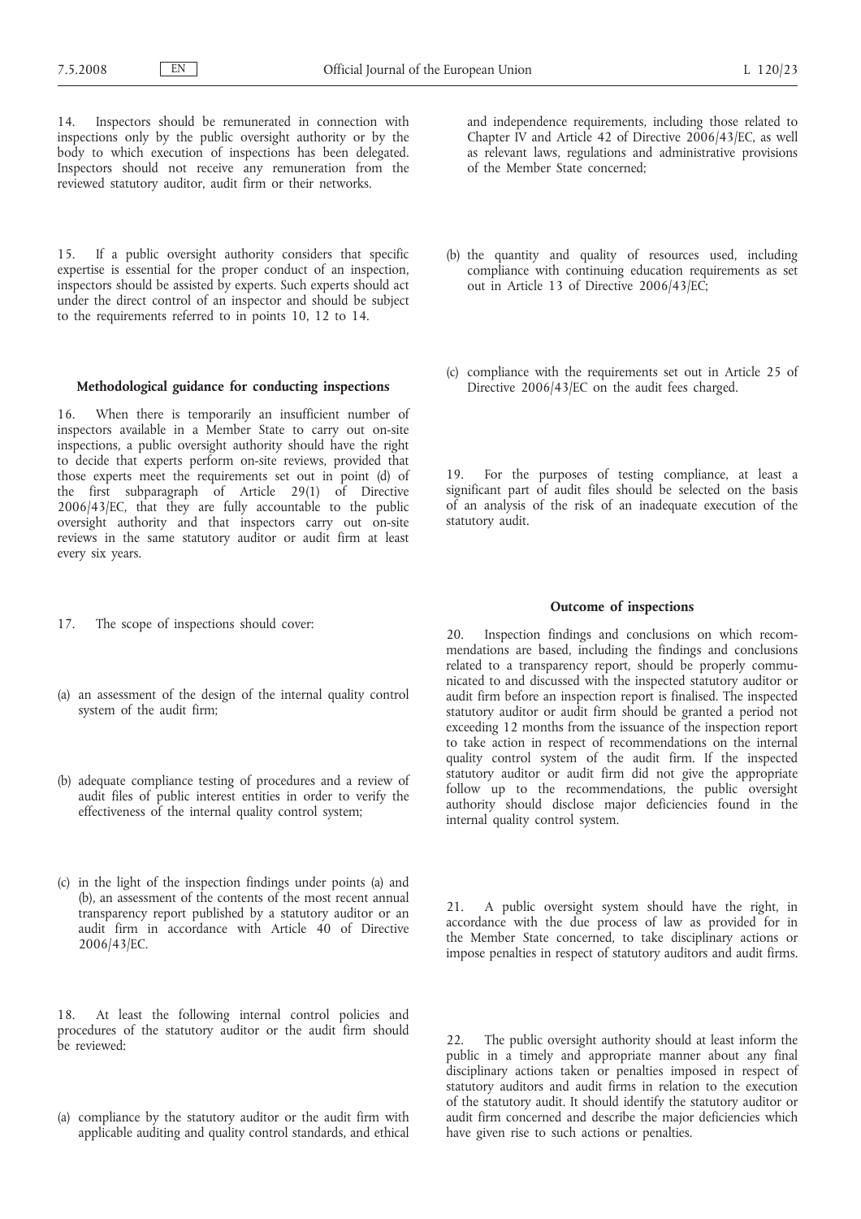14. Inspectors should be remunerated in connection with inspections only by the public oversight authority or by the body to which execution of inspections has been delegated. Inspectors should not receive any remuneration from the reviewed statutory auditor, audit firm or their networks.

15. If a public oversight authority considers that specific expertise is essential for the proper conduct of an inspection, inspectors should be assisted by experts. Such experts should act under the direct control of an inspector and should be subject to the requirements referred to in points 10, 12 to 14.

### Methodological guidance for conducting inspections

16. When there is temporarily an insufficient number of inspectors available in a Member State to carry out on-site inspections, a public oversight authority should have the right to decide that experts perform on-site reviews, provided that those experts meet the requirements set out in point (d) of the first subparagraph of Article 29(1) of Directive 2006/43/EC, that they are fully accountable to the public oversight authority and that inspectors carry out on-site reviews in the same statutory auditor or audit firm at least every six years.

17. The scope of inspections should cover:

(a) an assessment of the design of the internal quality control system of the audit firm;

(b) adequate compliance testing of procedures and a review of audit files of public interest entities in order to verify the effectiveness of the internal quality control system;

(c) in the light of the inspection findings under points (a) and (b), an assessment of the contents of the most recent annual transparency report published by a statutory auditor or an audit firm in accordance with Article 40 of Directive 2006/43/EC.

18. At least the following internal control policies and procedures of the statutory auditor or the audit firm should be reviewed:

(a) compliance by the statutory auditor or the audit firm with applicable auditing and quality control standards, and ethical and independence requirements, including those related to Chapter IV and Article 42 of Directive 2006/43/EC, as well as relevant laws, regulations and administrative provisions of the Member State concerned;

(b) the quantity and quality of resources used, including compliance with continuing education requirements as set out in Article 13 of Directive 2006/43/EC;

(c) compliance with the requirements set out in Article 25 of Directive 2006/43/EC on the audit fees charged.

19. For the purposes of testing compliance, at least a significant part of audit files should be selected on the basis of an analysis of the risk of an inadequate execution of the statutory audit.

### Outcome of inspections

20. Inspection findings and conclusions on which recommendations are based, including the findings and conclusions related to a transparency report, should be properly communicated to and discussed with the inspected statutory auditor or audit firm before an inspection report is finalised. The inspected statutory auditor or audit firm should be granted a period not exceeding 12 months from the issuance of the inspection report to take action in respect of recommendations on the internal quality control system of the audit firm. If the inspected statutory auditor or audit firm did not give the appropriate follow up to the recommendations, the public oversight authority should disclose major deficiencies found in the internal quality control system.

21. A public oversight system should have the right, in accordance with the due process of law as provided for in the Member State concerned, to take disciplinary actions or impose penalties in respect of statutory auditors and audit firms.

22. The public oversight authority should at least inform the public in a timely and appropriate manner about any final disciplinary actions taken or penalties imposed in respect of statutory auditors and audit firms in relation to the execution of the statutory audit. It should identify the statutory auditor or audit firm concerned and describe the major deficiencies which have given rise to such actions or penalties.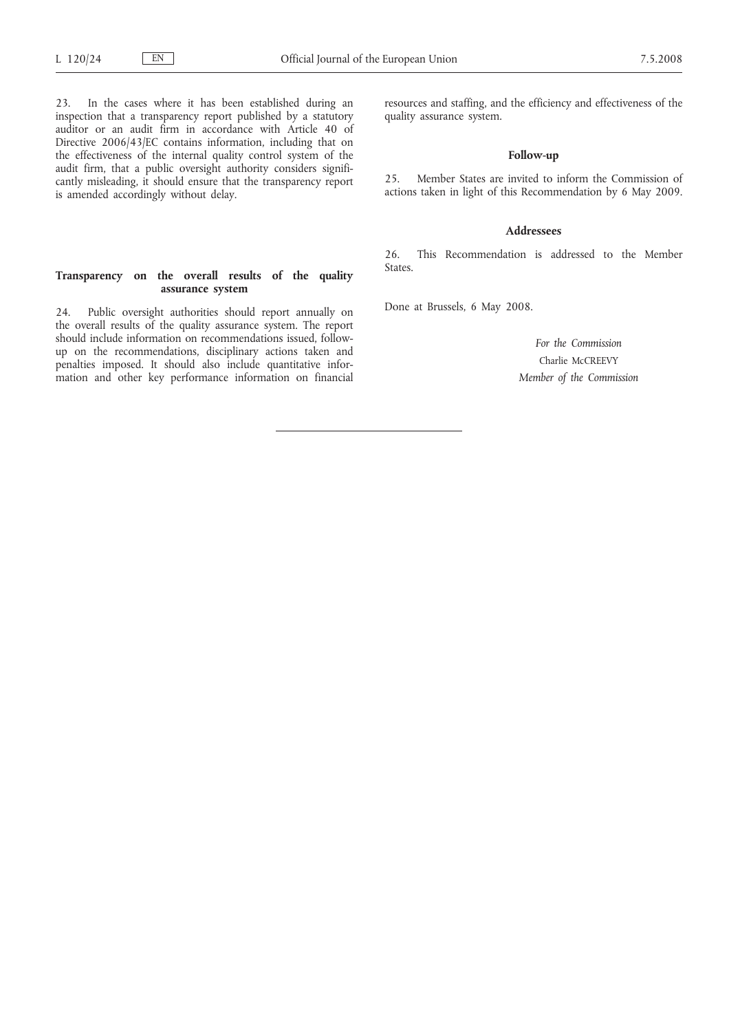23. In the cases where it has been established during an inspection that a transparency report published by a statutory auditor or an audit firm in accordance with Article 40 of Directive 2006/43/EC contains information, including that on the effectiveness of the internal quality control system of the audit firm, that a public oversight authority considers significantly misleading, it should ensure that the transparency report is amended accordingly without delay.

### Transparency on the overall results of the quality assurance system

24. Public oversight authorities should report annually on the overall results of the quality assurance system. The report should include information on recommendations issued, follow-up on the recommendations, disciplinary actions taken and penalties imposed. It should also include quantitative information and other key performance information on financial resources and staffing, and the efficiency and effectiveness of the quality assurance system.

### Follow-up

25. Member States are invited to inform the Commission of actions taken in light of this Recommendation by 6 May 2009.

### Addressees

26. This Recommendation is addressed to the Member States.

Done at Brussels, 6 May 2008.

*For the Commission*

Charlie McCREEVY

*Member of the Commission*